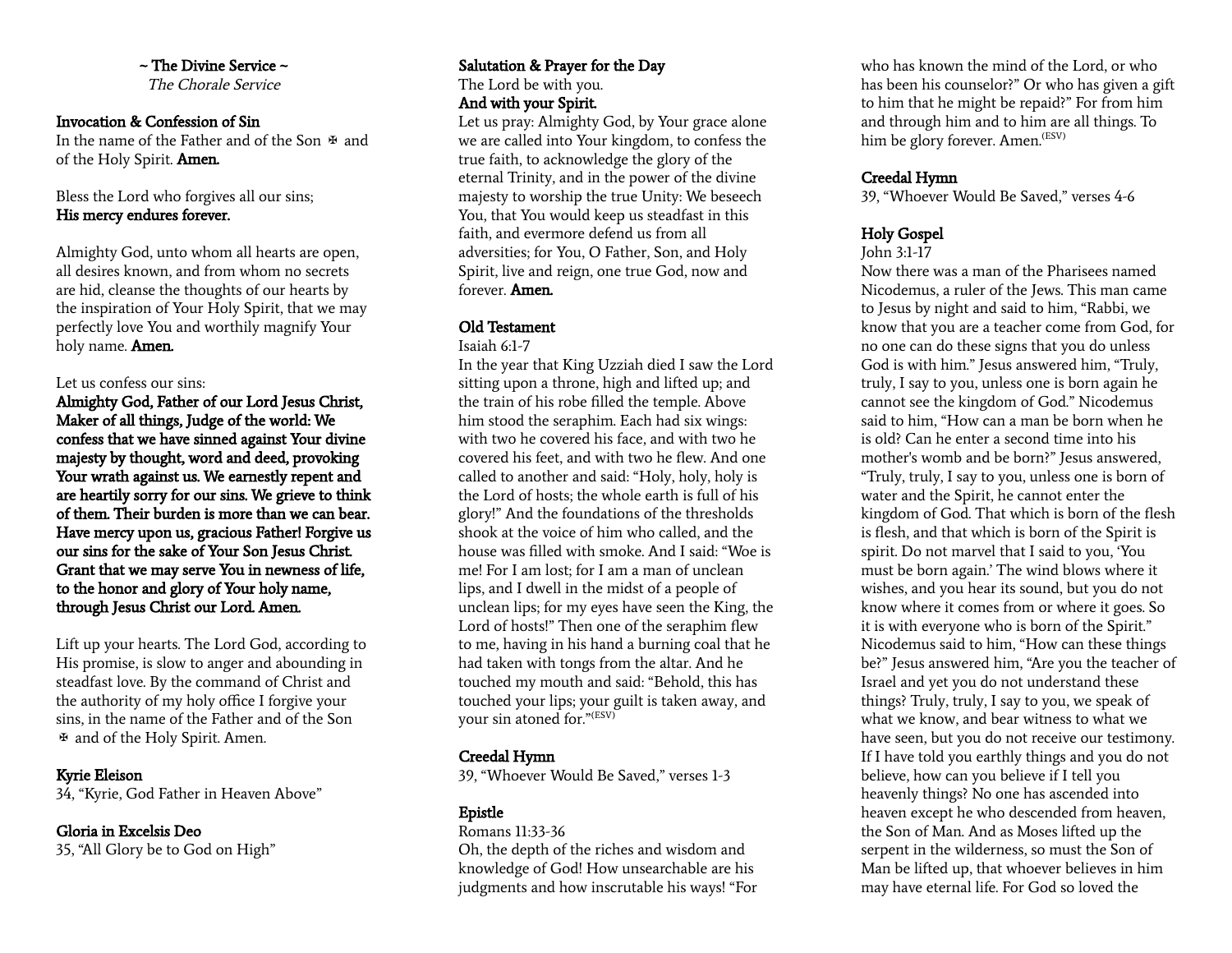## ~ The Divine Service ~

*The Chorale Service*

### Invocation & Confession of Sin

In the name of the Father and of the Son ✠ and of the Holy Spirit. **Amen.**

Bless the Lord who forgives all our sins;
**His mercy endures forever.**

Almighty God, unto whom all hearts are open, all desires known, and from whom no secrets are hid, cleanse the thoughts of our hearts by the inspiration of Your Holy Spirit, that we may perfectly love You and worthily magnify Your holy name. **Amen.**

Let us confess our sins:

**Almighty God, Father of our Lord Jesus Christ, Maker of all things, Judge of the world: We confess that we have sinned against Your divine majesty by thought, word and deed, provoking Your wrath against us. We earnestly repent and are heartily sorry for our sins. We grieve to think of them. Their burden is more than we can bear. Have mercy upon us, gracious Father! Forgive us our sins for the sake of Your Son Jesus Christ. Grant that we may serve You in newness of life, to the honor and glory of Your holy name, through Jesus Christ our Lord. Amen.**

Lift up your hearts. The Lord God, according to His promise, is slow to anger and abounding in steadfast love. By the command of Christ and the authority of my holy office I forgive your sins, in the name of the Father and of the Son ✠ and of the Holy Spirit. Amen.

### Kyrie Eleison

34, "Kyrie, God Father in Heaven Above"

### Gloria in Excelsis Deo

35, "All Glory be to God on High"

### Salutation & Prayer for the Day

The Lord be with you.
**And with your Spirit.**

Let us pray: Almighty God, by Your grace alone we are called into Your kingdom, to confess the true faith, to acknowledge the glory of the eternal Trinity, and in the power of the divine majesty to worship the true Unity: We beseech You, that You would keep us steadfast in this faith, and evermore defend us from all adversities; for You, O Father, Son, and Holy Spirit, live and reign, one true God, now and forever. **Amen.**

### Old Testament

Isaiah 6:1-7

In the year that King Uzziah died I saw the Lord sitting upon a throne, high and lifted up; and the train of his robe filled the temple. Above him stood the seraphim. Each had six wings: with two he covered his face, and with two he covered his feet, and with two he flew. And one called to another and said: "Holy, holy, holy is the Lord of hosts; the whole earth is full of his glory!" And the foundations of the thresholds shook at the voice of him who called, and the house was filled with smoke. And I said: "Woe is me! For I am lost; for I am a man of unclean lips, and I dwell in the midst of a people of unclean lips; for my eyes have seen the King, the Lord of hosts!" Then one of the seraphim flew to me, having in his hand a burning coal that he had taken with tongs from the altar. And he touched my mouth and said: "Behold, this has touched your lips; your guilt is taken away, and your sin atoned for."(ESV)

### Creedal Hymn

39, "Whoever Would Be Saved," verses 1-3

### Epistle

Romans 11:33-36

Oh, the depth of the riches and wisdom and knowledge of God! How unsearchable are his judgments and how inscrutable his ways! "For who has known the mind of the Lord, or who has been his counselor?" Or who has given a gift to him that he might be repaid?" For from him and through him and to him are all things. To him be glory forever. Amen.(ESV)

### Creedal Hymn

39, "Whoever Would Be Saved," verses 4-6

### Holy Gospel

John 3:1-17

Now there was a man of the Pharisees named Nicodemus, a ruler of the Jews. This man came to Jesus by night and said to him, "Rabbi, we know that you are a teacher come from God, for no one can do these signs that you do unless God is with him." Jesus answered him, "Truly, truly, I say to you, unless one is born again he cannot see the kingdom of God." Nicodemus said to him, "How can a man be born when he is old? Can he enter a second time into his mother's womb and be born?" Jesus answered, "Truly, truly, I say to you, unless one is born of water and the Spirit, he cannot enter the kingdom of God. That which is born of the flesh is flesh, and that which is born of the Spirit is spirit. Do not marvel that I said to you, 'You must be born again.' The wind blows where it wishes, and you hear its sound, but you do not know where it comes from or where it goes. So it is with everyone who is born of the Spirit." Nicodemus said to him, "How can these things be?" Jesus answered him, "Are you the teacher of Israel and yet you do not understand these things? Truly, truly, I say to you, we speak of what we know, and bear witness to what we have seen, but you do not receive our testimony. If I have told you earthly things and you do not believe, how can you believe if I tell you heavenly things? No one has ascended into heaven except he who descended from heaven, the Son of Man. And as Moses lifted up the serpent in the wilderness, so must the Son of Man be lifted up, that whoever believes in him may have eternal life. For God so loved the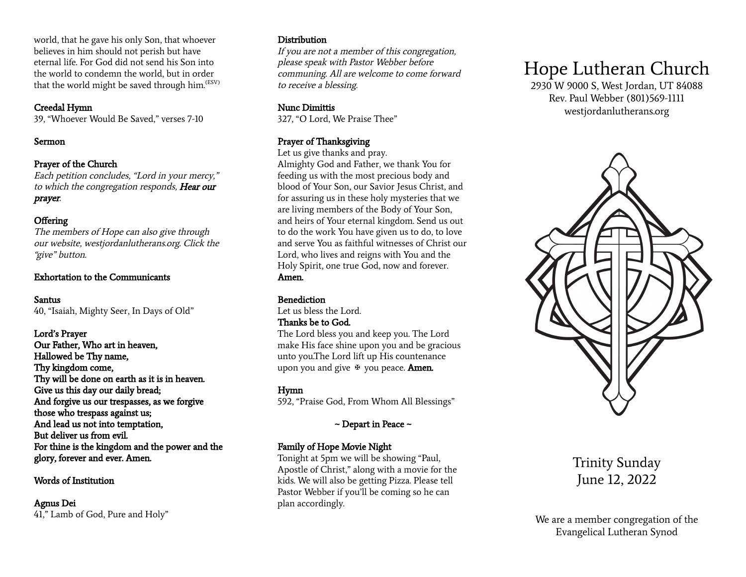world, that he gave his only Son, that whoever believes in him should not perish but have eternal life. For God did not send his Son into the world to condemn the world, but in order that the world might be saved through him.(ESV)

**Creedal Hymn**
39, "Whoever Would Be Saved," verses 7-10

**Sermon**

**Prayer of the Church**
*Each petition concludes, "Lord in your mercy," to which the congregation responds,* ***Hear our prayer****.*

**Offering**
*The members of Hope can also give through our website, westjordanlutherans.org. Click the "give" button.*

**Exhortation to the Communicants**

**Santus**
40, "Isaiah, Mighty Seer, In Days of Old"

**Lord's Prayer**
**Our Father, Who art in heaven,**
**Hallowed be Thy name,**
**Thy kingdom come,**
**Thy will be done on earth as it is in heaven.**
**Give us this day our daily bread;**
**And forgive us our trespasses, as we forgive those who trespass against us;**
**And lead us not into temptation,**
**But deliver us from evil.**
**For thine is the kingdom and the power and the glory, forever and ever. Amen.**

**Words of Institution**

**Agnus Dei**
41," Lamb of God, Pure and Holy"

**Distribution**
*If you are not a member of this congregation, please speak with Pastor Webber before communing. All are welcome to come forward to receive a blessing.*

**Nunc Dimittis**
327, "O Lord, We Praise Thee"

**Prayer of Thanksgiving**
Let us give thanks and pray.
Almighty God and Father, we thank You for feeding us with the most precious body and blood of Your Son, our Savior Jesus Christ, and for assuring us in these holy mysteries that we are living members of the Body of Your Son, and heirs of Your eternal kingdom. Send us out to do the work You have given us to do, to love and serve You as faithful witnesses of Christ our Lord, who lives and reigns with You and the Holy Spirit, one true God, now and forever.
**Amen.**

**Benediction**
Let us bless the Lord.
**Thanks be to God.**
The Lord bless you and keep you. The Lord make His face shine upon you and be gracious unto you.The Lord lift up His countenance upon you and give ✠ you peace. **Amen.**

**Hymn**
592, "Praise God, From Whom All Blessings"

**~ Depart in Peace ~**

**Family of Hope Movie Night**
Tonight at 5pm we will be showing "Paul, Apostle of Christ," along with a movie for the kids. We will also be getting Pizza. Please tell Pastor Webber if you'll be coming so he can plan accordingly.

# Hope Lutheran Church

2930 W 9000 S, West Jordan, UT 84088
Rev. Paul Webber (801)569-1111
westjordanlutherans.org

## Trinity Sunday
## June 12, 2022

We are a member congregation of the Evangelical Lutheran Synod